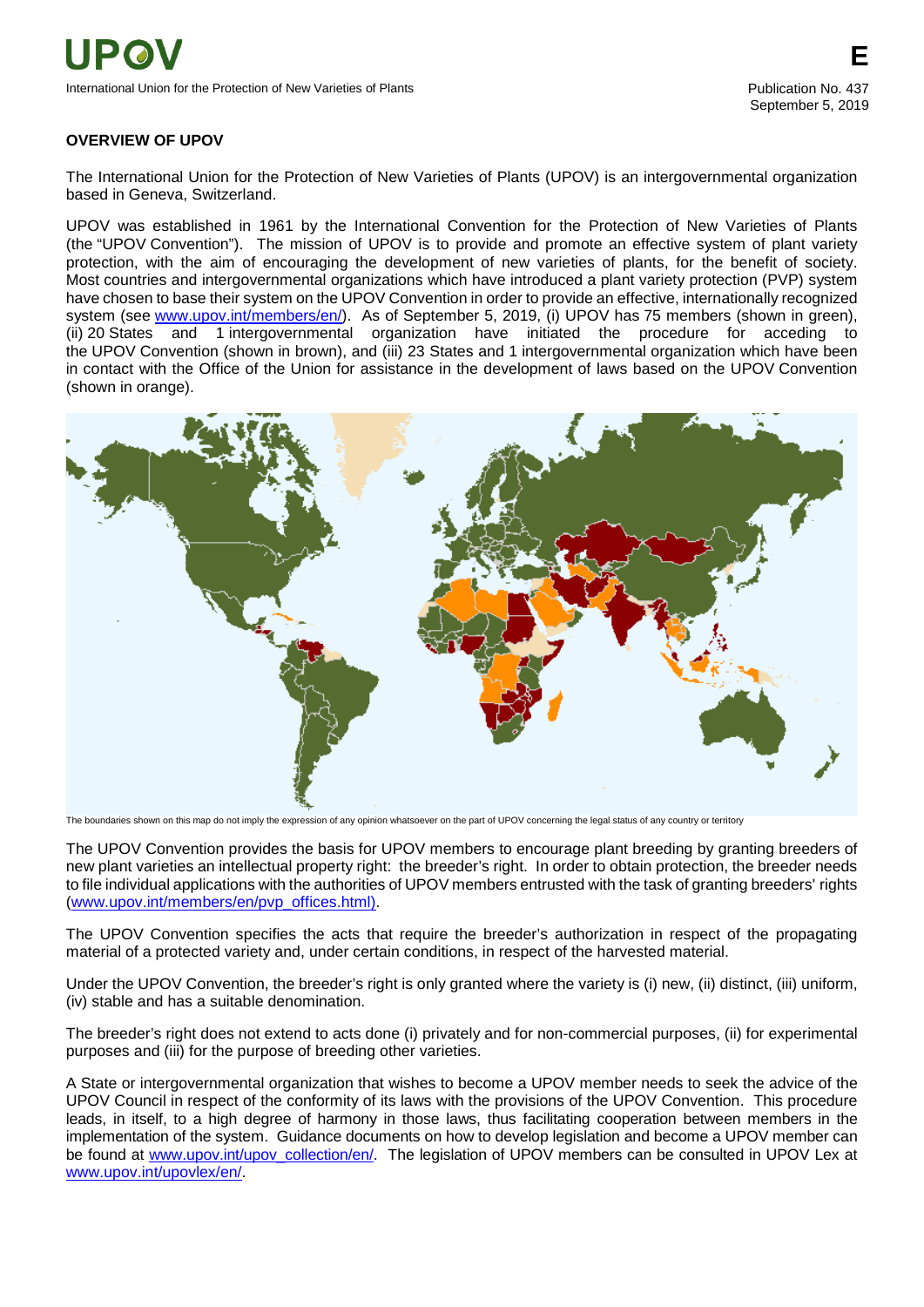UPOV

International Union for the Protection of New Varieties of Plants

E

Publication No. 437
September 5, 2019

**OVERVIEW OF UPOV**

The International Union for the Protection of New Varieties of Plants (UPOV) is an intergovernmental organization based in Geneva, Switzerland.

UPOV was established in 1961 by the International Convention for the Protection of New Varieties of Plants (the "UPOV Convention"). The mission of UPOV is to provide and promote an effective system of plant variety protection, with the aim of encouraging the development of new varieties of plants, for the benefit of society. Most countries and intergovernmental organizations which have introduced a plant variety protection (PVP) system have chosen to base their system on the UPOV Convention in order to provide an effective, internationally recognized system (see www.upov.int/members/en/). As of September 5, 2019, (i) UPOV has 75 members (shown in green), (ii) 20 States and 1 intergovernmental organization have initiated the procedure for acceding to the UPOV Convention (shown in brown), and (iii) 23 States and 1 intergovernmental organization which have been in contact with the Office of the Union for assistance in the development of laws based on the UPOV Convention (shown in orange).

The boundaries shown on this map do not imply the expression of any opinion whatsoever on the part of UPOV concerning the legal status of any country or territory

The UPOV Convention provides the basis for UPOV members to encourage plant breeding by granting breeders of new plant varieties an intellectual property right: the breeder's right. In order to obtain protection, the breeder needs to file individual applications with the authorities of UPOV members entrusted with the task of granting breeders' rights (www.upov.int/members/en/pvp_offices.html).

The UPOV Convention specifies the acts that require the breeder's authorization in respect of the propagating material of a protected variety and, under certain conditions, in respect of the harvested material.

Under the UPOV Convention, the breeder's right is only granted where the variety is (i) new, (ii) distinct, (iii) uniform, (iv) stable and has a suitable denomination.

The breeder's right does not extend to acts done (i) privately and for non-commercial purposes, (ii) for experimental purposes and (iii) for the purpose of breeding other varieties.

A State or intergovernmental organization that wishes to become a UPOV member needs to seek the advice of the UPOV Council in respect of the conformity of its laws with the provisions of the UPOV Convention. This procedure leads, in itself, to a high degree of harmony in those laws, thus facilitating cooperation between members in the implementation of the system. Guidance documents on how to develop legislation and become a UPOV member can be found at www.upov.int/upov_collection/en/. The legislation of UPOV members can be consulted in UPOV Lex at www.upov.int/upovlex/en/.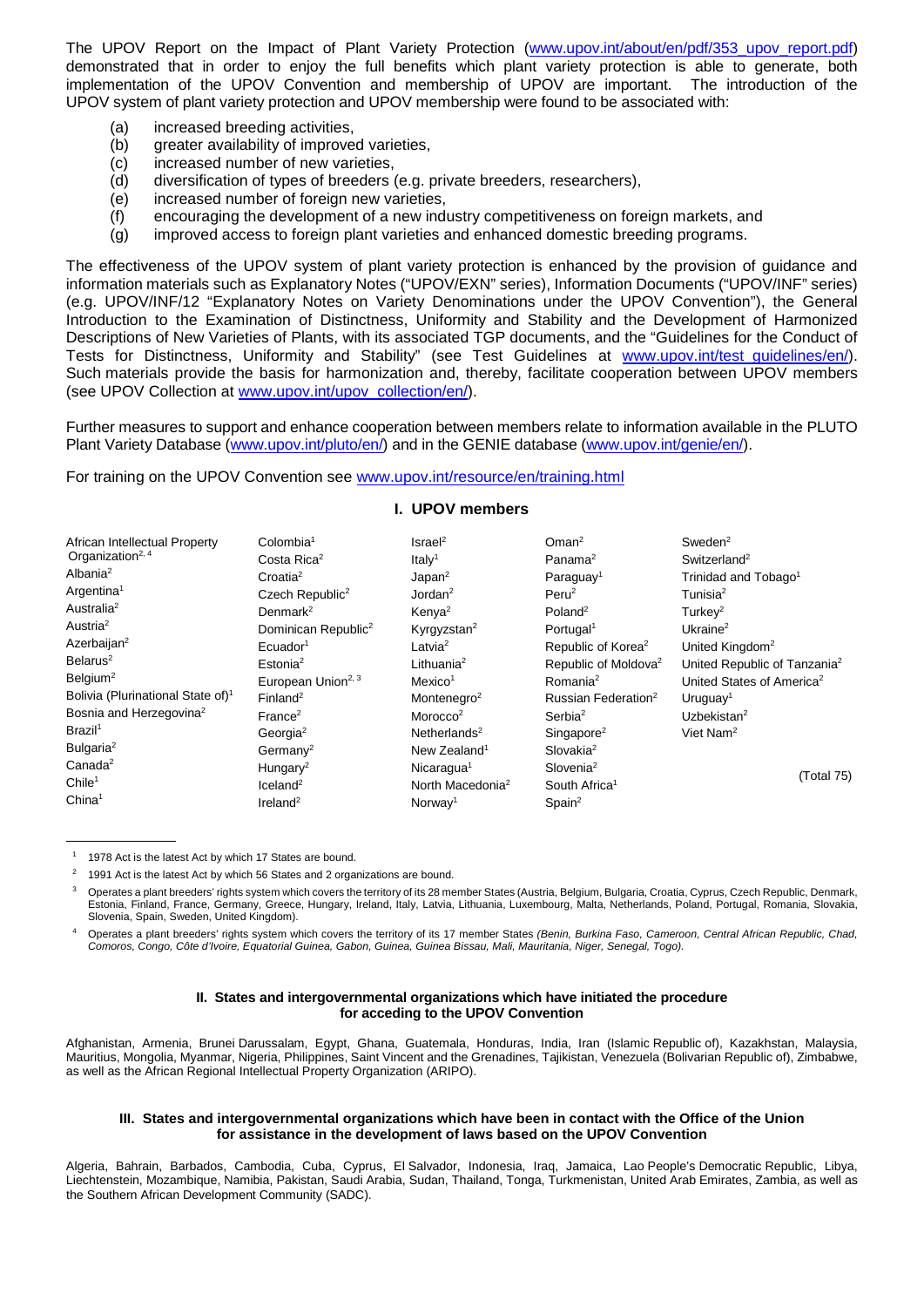The UPOV Report on the Impact of Plant Variety Protection (www.upov.int/about/en/pdf/353_upov_report.pdf) demonstrated that in order to enjoy the full benefits which plant variety protection is able to generate, both implementation of the UPOV Convention and membership of UPOV are important. The introduction of the UPOV system of plant variety protection and UPOV membership were found to be associated with:

(a) increased breeding activities,
(b) greater availability of improved varieties,
(c) increased number of new varieties,
(d) diversification of types of breeders (e.g. private breeders, researchers),
(e) increased number of foreign new varieties,
(f) encouraging the development of a new industry competitiveness on foreign markets, and
(g) improved access to foreign plant varieties and enhanced domestic breeding programs.

The effectiveness of the UPOV system of plant variety protection is enhanced by the provision of guidance and information materials such as Explanatory Notes ("UPOV/EXN" series), Information Documents ("UPOV/INF" series) (e.g. UPOV/INF/12 "Explanatory Notes on Variety Denominations under the UPOV Convention"), the General Introduction to the Examination of Distinctness, Uniformity and Stability and the Development of Harmonized Descriptions of New Varieties of Plants, with its associated TGP documents, and the "Guidelines for the Conduct of Tests for Distinctness, Uniformity and Stability" (see Test Guidelines at www.upov.int/test_guidelines/en/). Such materials provide the basis for harmonization and, thereby, facilitate cooperation between UPOV members (see UPOV Collection at www.upov.int/upov_collection/en/).

Further measures to support and enhance cooperation between members relate to information available in the PLUTO Plant Variety Database (www.upov.int/pluto/en/) and in the GENIE database (www.upov.int/genie/en/).

For training on the UPOV Convention see www.upov.int/resource/en/training.html

## I. UPOV members

African Intellectual Property Organization[2, 4]
Albania[2]
Argentina[1]
Australia[2]
Austria[2]
Azerbaijan[2]
Belarus[2]
Belgium[2]
Bolivia (Plurinational State of)[1]
Bosnia and Herzegovina[2]
Brazil[1]
Bulgaria[2]
Canada[2]
Chile[1]
China[1]
Colombia[1]
Costa Rica[2]
Croatia[2]
Czech Republic[2]
Denmark[2]
Dominican Republic[2]
Ecuador[1]
Estonia[2]
European Union[2, 3]
Finland[2]
France[2]
Georgia[2]
Germany[2]
Hungary[2]
Iceland[2]
Ireland[2]
Israel[2]
Italy[1]
Japan[2]
Jordan[2]
Kenya[2]
Kyrgyzstan[2]
Latvia[2]
Lithuania[2]
Mexico[1]
Montenegro[2]
Morocco[2]
Netherlands[2]
New Zealand[1]
Nicaragua[1]
North Macedonia[2]
Norway[1]
Oman[2]
Panama[2]
Paraguay[1]
Peru[2]
Poland[2]
Portugal[1]
Republic of Korea[2]
Republic of Moldova[2]
Romania[2]
Russian Federation[2]
Serbia[2]
Singapore[2]
Slovakia[2]
Slovenia[2]
South Africa[1]
Spain[2]
Sweden[2]
Switzerland[2]
Trinidad and Tobago[1]
Tunisia[2]
Turkey[2]
Ukraine[2]
United Kingdom[2]
United Republic of Tanzania[2]
United States of America[2]
Uruguay[1]
Uzbekistan[2]
Viet Nam[2]

(Total 75)

[1] 1978 Act is the latest Act by which 17 States are bound.

[2] 1991 Act is the latest Act by which 56 States and 2 organizations are bound.

[3] Operates a plant breeders' rights system which covers the territory of its 28 member States (Austria, Belgium, Bulgaria, Croatia, Cyprus, Czech Republic, Denmark, Estonia, Finland, France, Germany, Greece, Hungary, Ireland, Italy, Latvia, Lithuania, Luxembourg, Malta, Netherlands, Poland, Portugal, Romania, Slovakia, Slovenia, Spain, Sweden, United Kingdom).

[4] Operates a plant breeders' rights system which covers the territory of its 17 member States *(Benin, Burkina Faso, Cameroon, Central African Republic, Chad, Comoros, Congo, Côte d'Ivoire, Equatorial Guinea, Gabon, Guinea, Guinea Bissau, Mali, Mauritania, Niger, Senegal, Togo).*

## II. States and intergovernmental organizations which have initiated the procedure for acceding to the UPOV Convention

Afghanistan, Armenia, Brunei Darussalam, Egypt, Ghana, Guatemala, Honduras, India, Iran (Islamic Republic of), Kazakhstan, Malaysia, Mauritius, Mongolia, Myanmar, Nigeria, Philippines, Saint Vincent and the Grenadines, Tajikistan, Venezuela (Bolivarian Republic of), Zimbabwe, as well as the African Regional Intellectual Property Organization (ARIPO).

## III. States and intergovernmental organizations which have been in contact with the Office of the Union for assistance in the development of laws based on the UPOV Convention

Algeria, Bahrain, Barbados, Cambodia, Cuba, Cyprus, El Salvador, Indonesia, Iraq, Jamaica, Lao People's Democratic Republic, Libya, Liechtenstein, Mozambique, Namibia, Pakistan, Saudi Arabia, Sudan, Thailand, Tonga, Turkmenistan, United Arab Emirates, Zambia, as well as the Southern African Development Community (SADC).